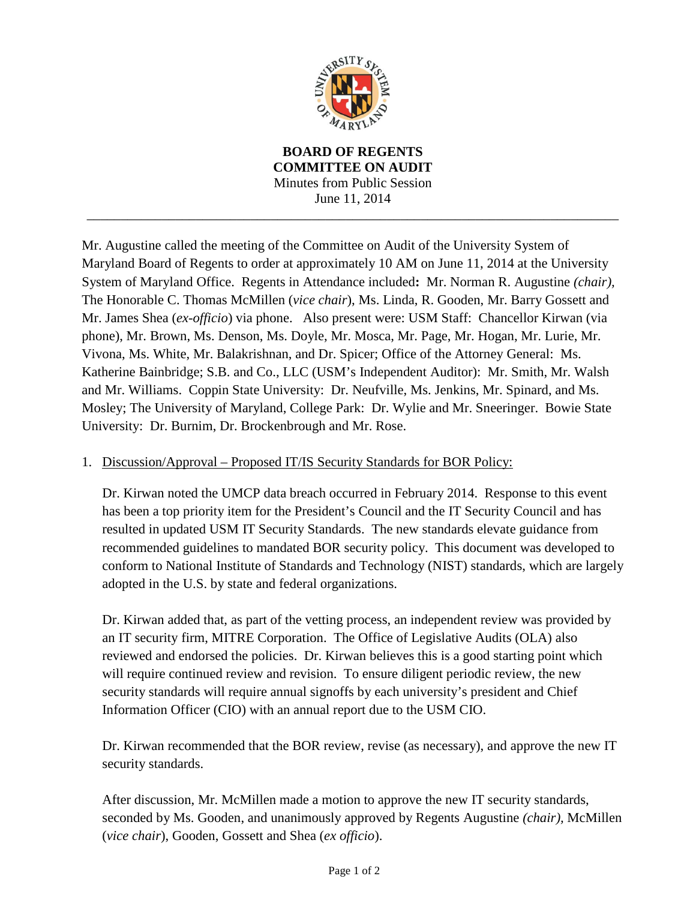**BOARD OF REGENTS**
**COMMITTEE ON AUDIT**
Minutes from Public Session
June 11, 2014

---

Mr. Augustine called the meeting of the Committee on Audit of the University System of Maryland Board of Regents to order at approximately 10 AM on June 11, 2014 at the University System of Maryland Office. Regents in Attendance included**:** Mr. Norman R. Augustine *(chair)*, The Honorable C. Thomas McMillen (*vice chair*), Ms. Linda, R. Gooden, Mr. Barry Gossett and Mr. James Shea (*ex-officio*) via phone. Also present were: USM Staff: Chancellor Kirwan (via phone), Mr. Brown, Ms. Denson, Ms. Doyle, Mr. Mosca, Mr. Page, Mr. Hogan, Mr. Lurie, Mr. Vivona, Ms. White, Mr. Balakrishnan, and Dr. Spicer; Office of the Attorney General: Ms. Katherine Bainbridge; S.B. and Co., LLC (USM's Independent Auditor): Mr. Smith, Mr. Walsh and Mr. Williams. Coppin State University: Dr. Neufville, Ms. Jenkins, Mr. Spinard, and Ms. Mosley; The University of Maryland, College Park: Dr. Wylie and Mr. Sneeringer. Bowie State University: Dr. Burnim, Dr. Brockenbrough and Mr. Rose.

1. Discussion/Approval – Proposed IT/IS Security Standards for BOR Policy:

   Dr. Kirwan noted the UMCP data breach occurred in February 2014. Response to this event has been a top priority item for the President's Council and the IT Security Council and has resulted in updated USM IT Security Standards. The new standards elevate guidance from recommended guidelines to mandated BOR security policy. This document was developed to conform to National Institute of Standards and Technology (NIST) standards, which are largely adopted in the U.S. by state and federal organizations.

   Dr. Kirwan added that, as part of the vetting process, an independent review was provided by an IT security firm, MITRE Corporation. The Office of Legislative Audits (OLA) also reviewed and endorsed the policies. Dr. Kirwan believes this is a good starting point which will require continued review and revision. To ensure diligent periodic review, the new security standards will require annual signoffs by each university's president and Chief Information Officer (CIO) with an annual report due to the USM CIO.

   Dr. Kirwan recommended that the BOR review, revise (as necessary), and approve the new IT security standards.

   After discussion, Mr. McMillen made a motion to approve the new IT security standards, seconded by Ms. Gooden, and unanimously approved by Regents Augustine *(chair)*, McMillen (*vice chair*), Gooden, Gossett and Shea (*ex officio*).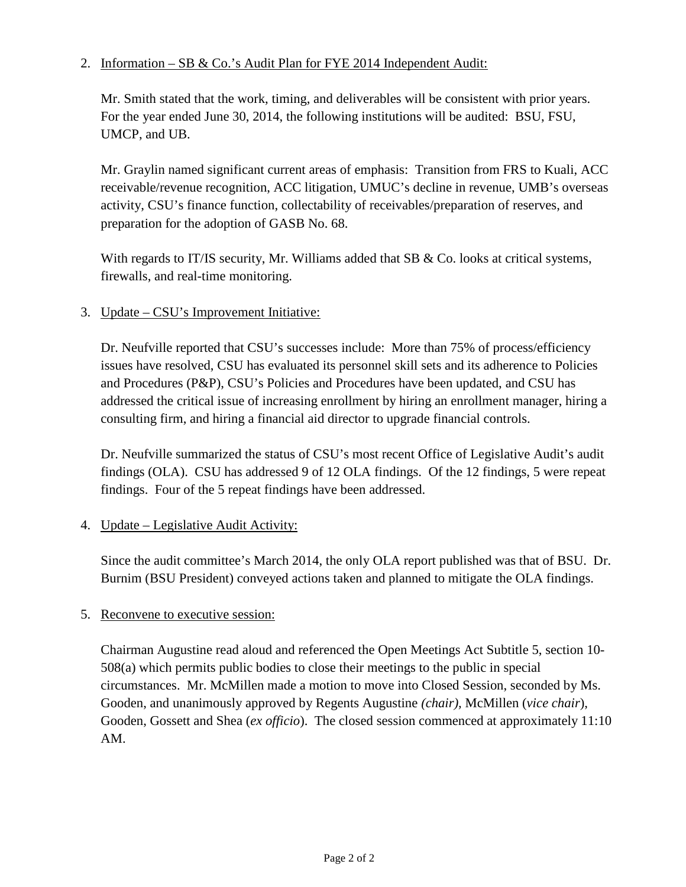2. Information – SB & Co.'s Audit Plan for FYE 2014 Independent Audit:

   Mr. Smith stated that the work, timing, and deliverables will be consistent with prior years. For the year ended June 30, 2014, the following institutions will be audited: BSU, FSU, UMCP, and UB.

   Mr. Graylin named significant current areas of emphasis: Transition from FRS to Kuali, ACC receivable/revenue recognition, ACC litigation, UMUC's decline in revenue, UMB's overseas activity, CSU's finance function, collectability of receivables/preparation of reserves, and preparation for the adoption of GASB No. 68.

   With regards to IT/IS security, Mr. Williams added that SB & Co. looks at critical systems, firewalls, and real-time monitoring.

3. Update – CSU's Improvement Initiative:

   Dr. Neufville reported that CSU's successes include: More than 75% of process/efficiency issues have resolved, CSU has evaluated its personnel skill sets and its adherence to Policies and Procedures (P&P), CSU's Policies and Procedures have been updated, and CSU has addressed the critical issue of increasing enrollment by hiring an enrollment manager, hiring a consulting firm, and hiring a financial aid director to upgrade financial controls.

   Dr. Neufville summarized the status of CSU's most recent Office of Legislative Audit's audit findings (OLA). CSU has addressed 9 of 12 OLA findings. Of the 12 findings, 5 were repeat findings. Four of the 5 repeat findings have been addressed.

4. Update – Legislative Audit Activity:

   Since the audit committee's March 2014, the only OLA report published was that of BSU. Dr. Burnim (BSU President) conveyed actions taken and planned to mitigate the OLA findings.

5. Reconvene to executive session:

   Chairman Augustine read aloud and referenced the Open Meetings Act Subtitle 5, section 10-508(a) which permits public bodies to close their meetings to the public in special circumstances. Mr. McMillen made a motion to move into Closed Session, seconded by Ms. Gooden, and unanimously approved by Regents Augustine *(chair)*, McMillen (*vice chair*), Gooden, Gossett and Shea (*ex officio*). The closed session commenced at approximately 11:10 AM.